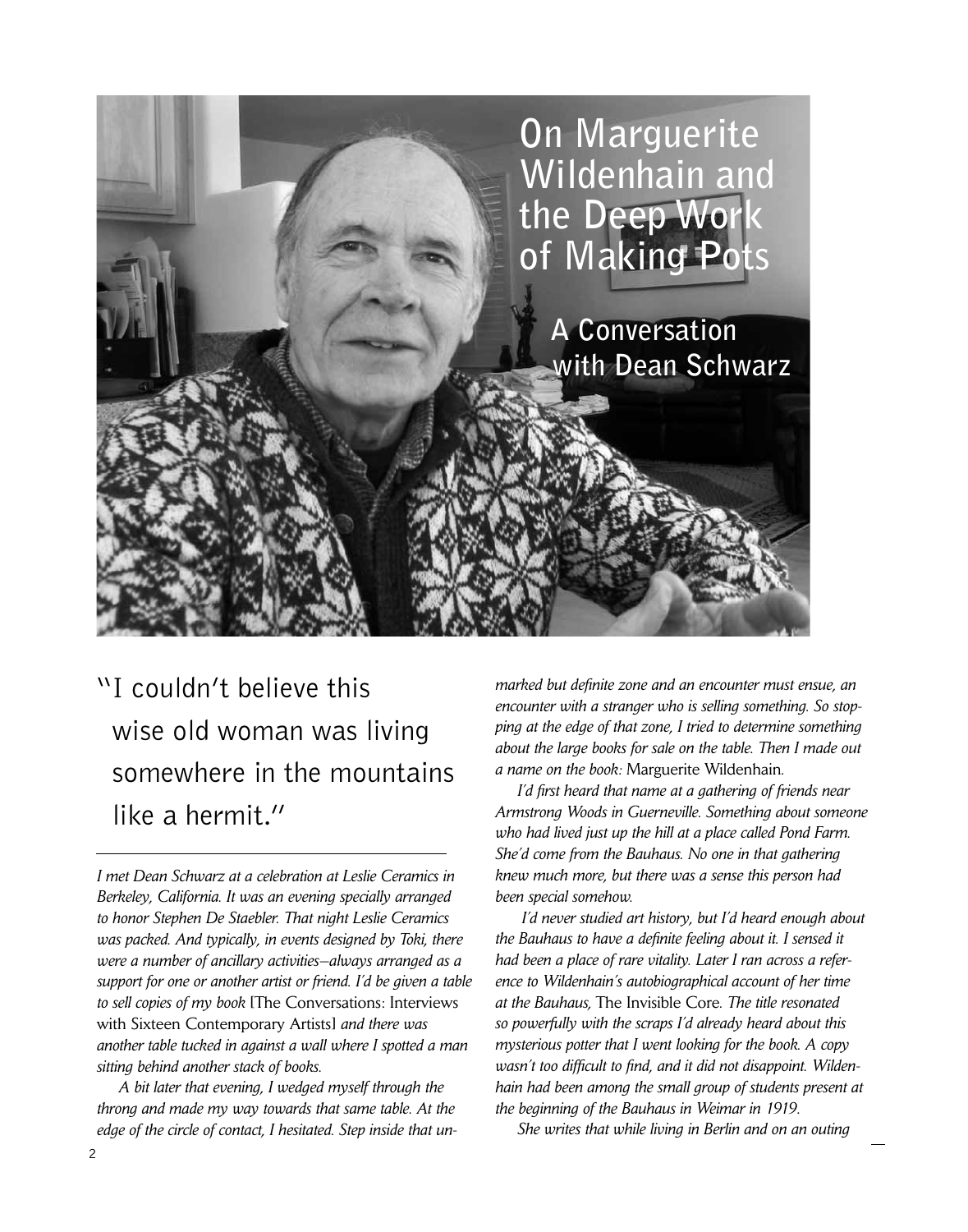# On Marguerite Wildenhain and the Deep Work of Making Pots

## A Conversation with Dean Schwarz

"I couldn't believe this wise old woman was living somewhere in the mountains like a hermit."

*I met Dean Schwarz at a celebration at Leslie Ceramics in Berkeley, California. It was an evening specially arranged to honor Stephen De Staebler. That night Leslie Ceramics was packed. And typically, in events designed by Toki, there were a number of ancillary activities—always arranged as a support for one or another artist or friend. I'd be given a table to sell copies of my book* [The Conversations: Interviews with Sixteen Contemporary Artists] *and there was another table tucked in against a wall where I spotted a man sitting behind another stack of books.*

*A bit later that evening, I wedged myself through the throng and made my way towards that same table. At the edge of the circle of contact, I hesitated. Step inside that unmarked but definite zone and an encounter must ensue, an encounter with a stranger who is selling something. So stopping at the edge of that zone, I tried to determine something about the large books for sale on the table. Then I made out a name on the book:* Marguerite Wildenhain.

*I'd first heard that name at a gathering of friends near Armstrong Woods in Guerneville. Something about someone who had lived just up the hill at a place called Pond Farm. She'd come from the Bauhaus. No one in that gathering knew much more, but there was a sense this person had been special somehow.*

*I'd never studied art history, but I'd heard enough about the Bauhaus to have a definite feeling about it. I sensed it had been a place of rare vitality. Later I ran across a reference to Wildenhain's autobiographical account of her time at the Bauhaus,* The Invisible Core. *The title resonated so powerfully with the scraps I'd already heard about this mysterious potter that I went looking for the book. A copy wasn't too difficult to find, and it did not disappoint. Wildenhain had been among the small group of students present at the beginning of the Bauhaus in Weimar in 1919.*

*She writes that while living in Berlin and on an outing*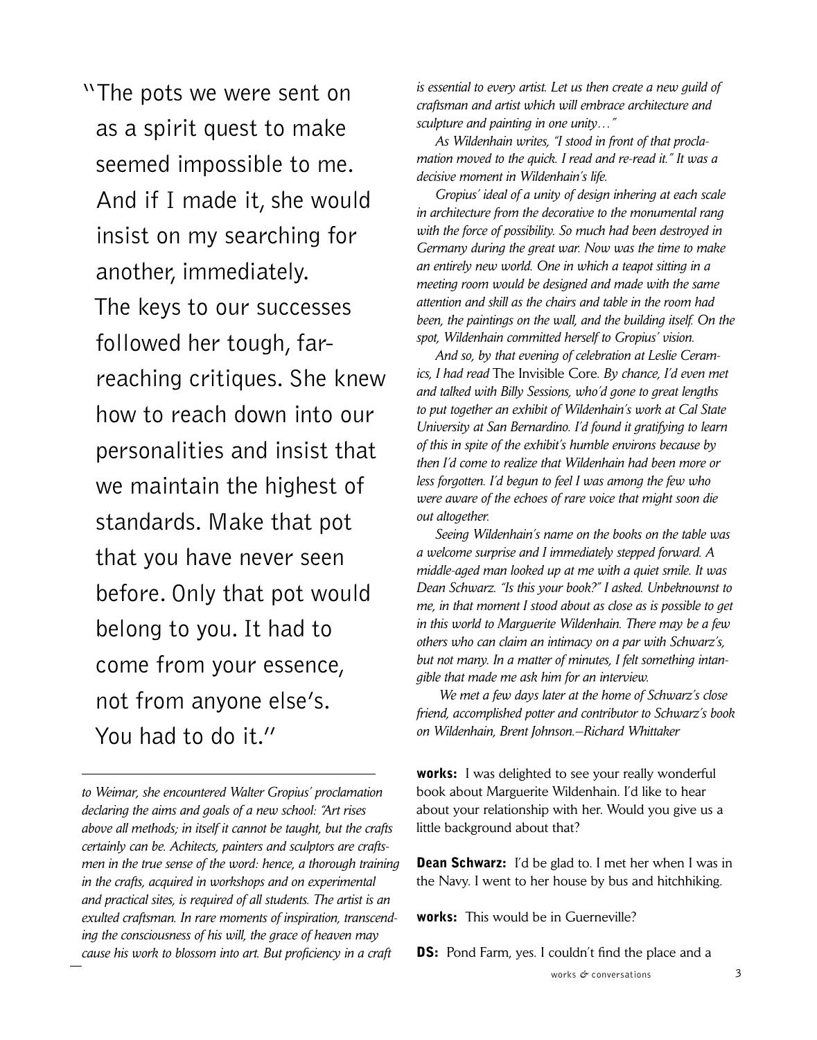"The pots we were sent on as a spirit quest to make seemed impossible to me. And if I made it, she would insist on my searching for another, immediately. The keys to our successes followed her tough, far-reaching critiques. She knew how to reach down into our personalities and insist that we maintain the highest of standards. Make that pot that you have never seen before. Only that pot would belong to you. It had to come from your essence, not from anyone else's. You had to do it."

*to Weimar, she encountered Walter Gropius' proclamation declaring the aims and goals of a new school: "Art rises above all methods; in itself it cannot be taught, but the crafts certainly can be. Achitects, painters and sculptors are craftsmen in the true sense of the word: hence, a thorough training in the crafts, acquired in workshops and on experimental and practical sites, is required of all students. The artist is an exulted craftsman. In rare moments of inspiration, transcending the consciousness of his will, the grace of heaven may cause his work to blossom into art. But proficiency in a craft is essential to every artist. Let us then create a new guild of craftsman and artist which will embrace architecture and sculpture and painting in one unity…"*

*As Wildenhain writes, "I stood in front of that proclamation moved to the quick. I read and re-read it." It was a decisive moment in Wildenhain's life.*

*Gropius' ideal of a unity of design inhering at each scale in architecture from the decorative to the monumental rang with the force of possibility. So much had been destroyed in Germany during the great war. Now was the time to make an entirely new world. One in which a teapot sitting in a meeting room would be designed and made with the same attention and skill as the chairs and table in the room had been, the paintings on the wall, and the building itself. On the spot, Wildenhain committed herself to Gropius' vision.*

*And so, by that evening of celebration at Leslie Ceramics, I had read* The Invisible Core. *By chance, I'd even met and talked with Billy Sessions, who'd gone to great lengths to put together an exhibit of Wildenhain's work at Cal State University at San Bernardino. I'd found it gratifying to learn of this in spite of the exhibit's humble environs because by then I'd come to realize that Wildenhain had been more or less forgotten. I'd begun to feel I was among the few who were aware of the echoes of rare voice that might soon die out altogether.*

*Seeing Wildenhain's name on the books on the table was a welcome surprise and I immediately stepped forward. A middle-aged man looked up at me with a quiet smile. It was Dean Schwarz. "Is this your book?" I asked. Unbeknownst to me, in that moment I stood about as close as is possible to get in this world to Marguerite Wildenhain. There may be a few others who can claim an intimacy on a par with Schwarz's, but not many. In a matter of minutes, I felt something intangible that made me ask him for an interview.*

*We met a few days later at the home of Schwarz's close friend, accomplished potter and contributor to Schwarz's book on Wildenhain, Brent Johnson.—Richard Whittaker*

**works:** I was delighted to see your really wonderful book about Marguerite Wildenhain. I'd like to hear about your relationship with her. Would you give us a little background about that?

**Dean Schwarz:** I'd be glad to. I met her when I was in the Navy. I went to her house by bus and hitchhiking.

**works:** This would be in Guerneville?

**DS:** Pond Farm, yes. I couldn't find the place and a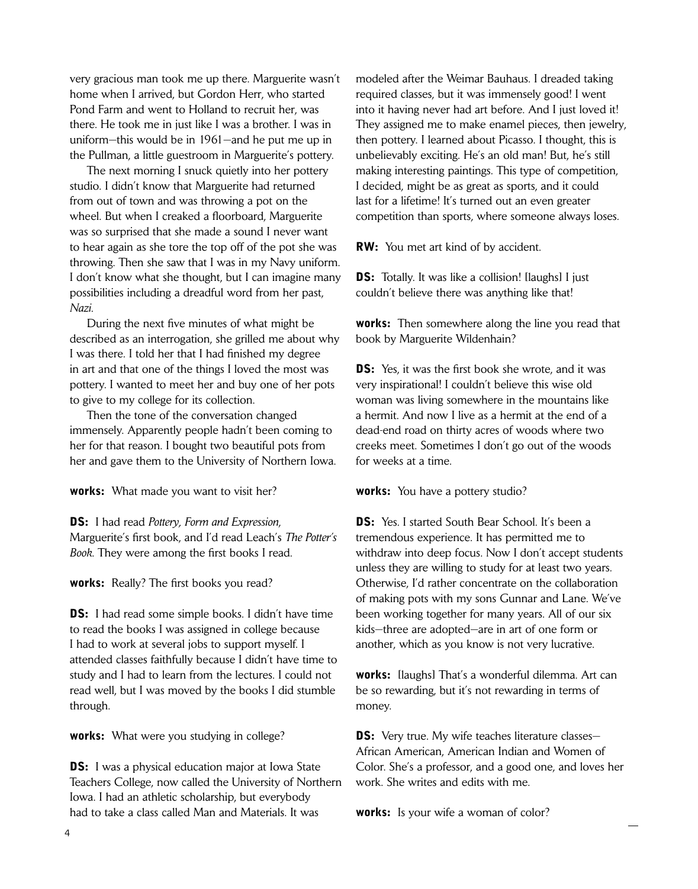very gracious man took me up there. Marguerite wasn't home when I arrived, but Gordon Herr, who started Pond Farm and went to Holland to recruit her, was there. He took me in just like I was a brother. I was in uniform—this would be in 1961—and he put me up in the Pullman, a little guestroom in Marguerite's pottery.

The next morning I snuck quietly into her pottery studio. I didn't know that Marguerite had returned from out of town and was throwing a pot on the wheel. But when I creaked a floorboard, Marguerite was so surprised that she made a sound I never want to hear again as she tore the top off of the pot she was throwing. Then she saw that I was in my Navy uniform. I don't know what she thought, but I can imagine many possibilities including a dreadful word from her past, *Nazi.*

During the next five minutes of what might be described as an interrogation, she grilled me about why I was there. I told her that I had finished my degree in art and that one of the things I loved the most was pottery. I wanted to meet her and buy one of her pots to give to my college for its collection.

Then the tone of the conversation changed immensely. Apparently people hadn't been coming to her for that reason. I bought two beautiful pots from her and gave them to the University of Northern Iowa.

**works:** What made you want to visit her?

**DS:** I had read *Pottery, Form and Expression*, Marguerite's first book, and I'd read Leach's *The Potter's Book*. They were among the first books I read.

**works:** Really? The first books you read?

**DS:** I had read some simple books. I didn't have time to read the books I was assigned in college because I had to work at several jobs to support myself. I attended classes faithfully because I didn't have time to study and I had to learn from the lectures. I could not read well, but I was moved by the books I did stumble through.

**works:** What were you studying in college?

**DS:** I was a physical education major at Iowa State Teachers College, now called the University of Northern Iowa. I had an athletic scholarship, but everybody had to take a class called Man and Materials. It was modeled after the Weimar Bauhaus. I dreaded taking required classes, but it was immensely good! I went into it having never had art before. And I just loved it! They assigned me to make enamel pieces, then jewelry, then pottery. I learned about Picasso. I thought, this is unbelievably exciting. He's an old man! But, he's still making interesting paintings. This type of competition, I decided, might be as great as sports, and it could last for a lifetime! It's turned out an even greater competition than sports, where someone always loses.

**RW:** You met art kind of by accident.

**DS:** Totally. It was like a collision! [laughs] I just couldn't believe there was anything like that!

**works:** Then somewhere along the line you read that book by Marguerite Wildenhain?

**DS:** Yes, it was the first book she wrote, and it was very inspirational! I couldn't believe this wise old woman was living somewhere in the mountains like a hermit. And now I live as a hermit at the end of a dead-end road on thirty acres of woods where two creeks meet. Sometimes I don't go out of the woods for weeks at a time.

**works:** You have a pottery studio?

**DS:** Yes. I started South Bear School. It's been a tremendous experience. It has permitted me to withdraw into deep focus. Now I don't accept students unless they are willing to study for at least two years. Otherwise, I'd rather concentrate on the collaboration of making pots with my sons Gunnar and Lane. We've been working together for many years. All of our six kids—three are adopted—are in art of one form or another, which as you know is not very lucrative.

**works:** [laughs] That's a wonderful dilemma. Art can be so rewarding, but it's not rewarding in terms of money.

**DS:** Very true. My wife teaches literature classes—African American, American Indian and Women of Color. She's a professor, and a good one, and loves her work. She writes and edits with me.

**works:** Is your wife a woman of color?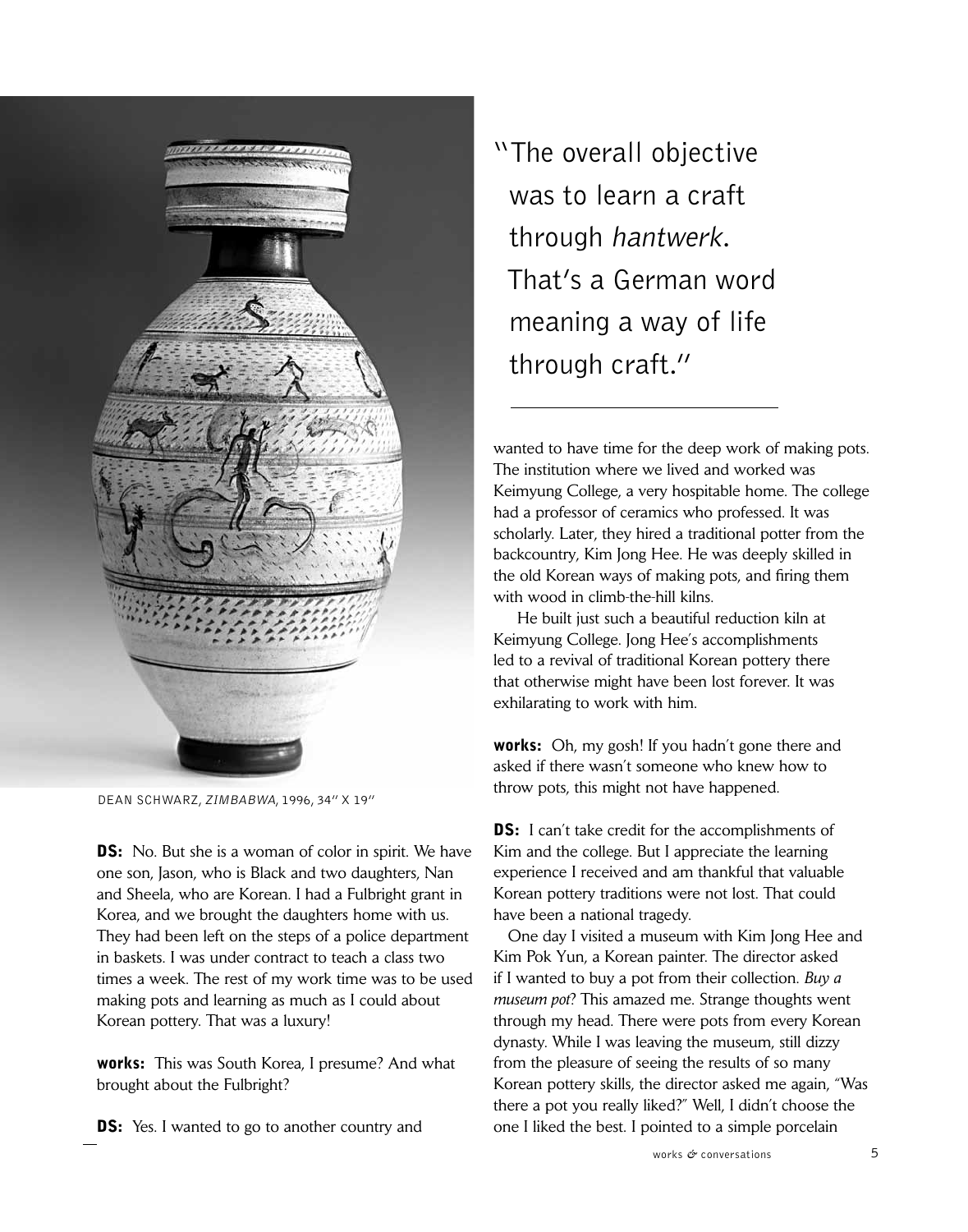DEAN SCHWARZ, *ZIMBABWA*, 1996, 34" X 19"

**DS:** No. But she is a woman of color in spirit. We have one son, Jason, who is Black and two daughters, Nan and Sheela, who are Korean. I had a Fulbright grant in Korea, and we brought the daughters home with us. They had been left on the steps of a police department in baskets. I was under contract to teach a class two times a week. The rest of my work time was to be used making pots and learning as much as I could about Korean pottery. That was a luxury!

**works:** This was South Korea, I presume? And what brought about the Fulbright?

**DS:** Yes. I wanted to go to another country and

> "The overall objective was to learn a craft through *hantwerk*. That's a German word meaning a way of life through craft."

wanted to have time for the deep work of making pots. The institution where we lived and worked was Keimyung College, a very hospitable home. The college had a professor of ceramics who professed. It was scholarly. Later, they hired a traditional potter from the backcountry, Kim Jong Hee. He was deeply skilled in the old Korean ways of making pots, and firing them with wood in climb-the-hill kilns.

He built just such a beautiful reduction kiln at Keimyung College. Jong Hee's accomplishments led to a revival of traditional Korean pottery there that otherwise might have been lost forever. It was exhilarating to work with him.

**works:** Oh, my gosh! If you hadn't gone there and asked if there wasn't someone who knew how to throw pots, this might not have happened.

**DS:** I can't take credit for the accomplishments of Kim and the college. But I appreciate the learning experience I received and am thankful that valuable Korean pottery traditions were not lost. That could have been a national tragedy.

One day I visited a museum with Kim Jong Hee and Kim Pok Yun, a Korean painter. The director asked if I wanted to buy a pot from their collection. *Buy a museum pot*? This amazed me. Strange thoughts went through my head. There were pots from every Korean dynasty. While I was leaving the museum, still dizzy from the pleasure of seeing the results of so many Korean pottery skills, the director asked me again, "Was there a pot you really liked?" Well, I didn't choose the one I liked the best. I pointed to a simple porcelain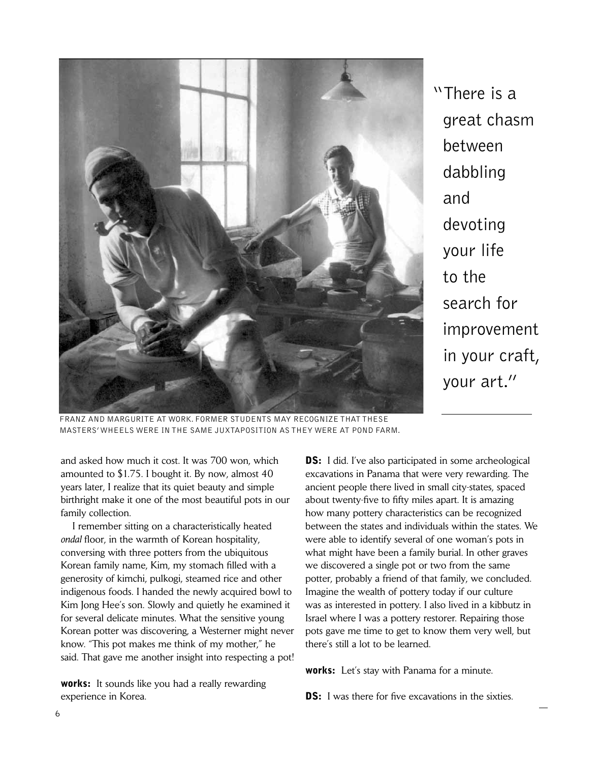> "There is a great chasm between dabbling and devoting your life to the search for improvement in your craft, your art."

FRANZ AND MARGURITE AT WORK. FORMER STUDENTS MAY RECOGNIZE THAT THESE MASTERS' WHEELS WERE IN THE SAME JUXTAPOSITION AS THEY WERE AT POND FARM.

and asked how much it cost. It was 700 won, which amounted to $1.75. I bought it. By now, almost 40 years later, I realize that its quiet beauty and simple birthright make it one of the most beautiful pots in our family collection.

I remember sitting on a characteristically heated *ondal* floor, in the warmth of Korean hospitality, conversing with three potters from the ubiquitous Korean family name, Kim, my stomach filled with a generosity of kimchi, pulkogi, steamed rice and other indigenous foods. I handed the newly acquired bowl to Kim Jong Hee's son. Slowly and quietly he examined it for several delicate minutes. What the sensitive young Korean potter was discovering, a Westerner might never know. "This pot makes me think of my mother," he said. That gave me another insight into respecting a pot!

**works:** It sounds like you had a really rewarding experience in Korea.

**DS:** I did. I've also participated in some archeological excavations in Panama that were very rewarding. The ancient people there lived in small city-states, spaced about twenty-five to fifty miles apart. It is amazing how many pottery characteristics can be recognized between the states and individuals within the states. We were able to identify several of one woman's pots in what might have been a family burial. In other graves we discovered a single pot or two from the same potter, probably a friend of that family, we concluded. Imagine the wealth of pottery today if our culture was as interested in pottery. I also lived in a kibbutz in Israel where I was a pottery restorer. Repairing those pots gave me time to get to know them very well, but there's still a lot to be learned.

**works:** Let's stay with Panama for a minute.

**DS:** I was there for five excavations in the sixties.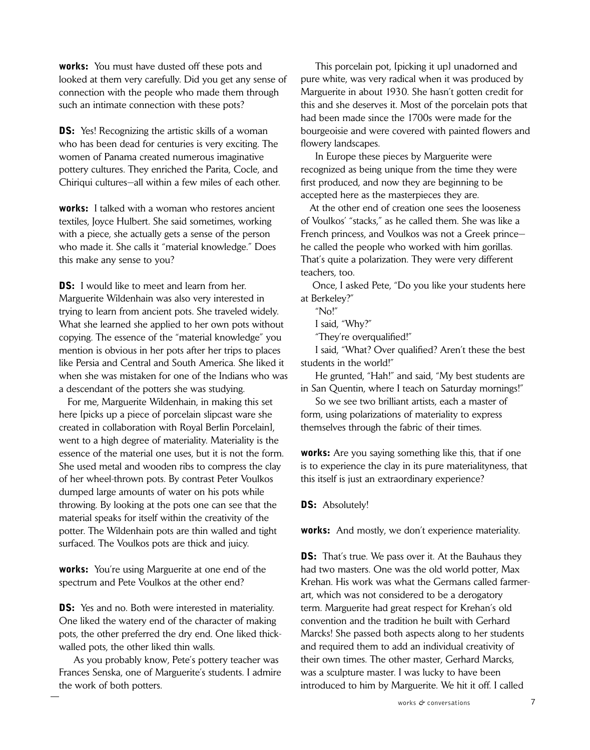**works:** You must have dusted off these pots and looked at them very carefully. Did you get any sense of connection with the people who made them through such an intimate connection with these pots?

**DS:** Yes! Recognizing the artistic skills of a woman who has been dead for centuries is very exciting. The women of Panama created numerous imaginative pottery cultures. They enriched the Parita, Cocle, and Chiriqui cultures—all within a few miles of each other.

**works:** I talked with a woman who restores ancient textiles, Joyce Hulbert. She said sometimes, working with a piece, she actually gets a sense of the person who made it. She calls it "material knowledge." Does this make any sense to you?

**DS:** I would like to meet and learn from her. Marguerite Wildenhain was also very interested in trying to learn from ancient pots. She traveled widely. What she learned she applied to her own pots without copying. The essence of the "material knowledge" you mention is obvious in her pots after her trips to places like Persia and Central and South America. She liked it when she was mistaken for one of the Indians who was a descendant of the potters she was studying.

For me, Marguerite Wildenhain, in making this set here [picks up a piece of porcelain slipcast ware she created in collaboration with Royal Berlin Porcelain], went to a high degree of materiality. Materiality is the essence of the material one uses, but it is not the form. She used metal and wooden ribs to compress the clay of her wheel-thrown pots. By contrast Peter Voulkos dumped large amounts of water on his pots while throwing. By looking at the pots one can see that the material speaks for itself within the creativity of the potter. The Wildenhain pots are thin walled and tight surfaced. The Voulkos pots are thick and juicy.

**works:** You're using Marguerite at one end of the spectrum and Pete Voulkos at the other end?

**DS:** Yes and no. Both were interested in materiality. One liked the watery end of the character of making pots, the other preferred the dry end. One liked thick-walled pots, the other liked thin walls.

As you probably know, Pete's pottery teacher was Frances Senska, one of Marguerite's students. I admire the work of both potters.

This porcelain pot, [picking it up] unadorned and pure white, was very radical when it was produced by Marguerite in about 1930. She hasn't gotten credit for this and she deserves it. Most of the porcelain pots that had been made since the 1700s were made for the bourgeoisie and were covered with painted flowers and flowery landscapes.

In Europe these pieces by Marguerite were recognized as being unique from the time they were first produced, and now they are beginning to be accepted here as the masterpieces they are.

At the other end of creation one sees the looseness of Voulkos' "stacks," as he called them. She was like a French princess, and Voulkos was not a Greek prince—he called the people who worked with him gorillas. That's quite a polarization. They were very different teachers, too.

Once, I asked Pete, "Do you like your students here at Berkeley?"

"No!"

I said, "Why?"

"They're overqualified!"

I said, "What? Over qualified? Aren't these the best students in the world!"

He grunted, "Hah!" and said, "My best students are in San Quentin, where I teach on Saturday mornings!"

So we see two brilliant artists, each a master of form, using polarizations of materiality to express themselves through the fabric of their times.

**works:** Are you saying something like this, that if one is to experience the clay in its pure materialityness, that this itself is just an extraordinary experience?

**DS:** Absolutely!

**works:** And mostly, we don't experience materiality.

**DS:** That's true. We pass over it. At the Bauhaus they had two masters. One was the old world potter, Max Krehan. His work was what the Germans called farmer-art, which was not considered to be a derogatory term. Marguerite had great respect for Krehan's old convention and the tradition he built with Gerhard Marcks! She passed both aspects along to her students and required them to add an individual creativity of their own times. The other master, Gerhard Marcks, was a sculpture master. I was lucky to have been introduced to him by Marguerite. We hit it off. I called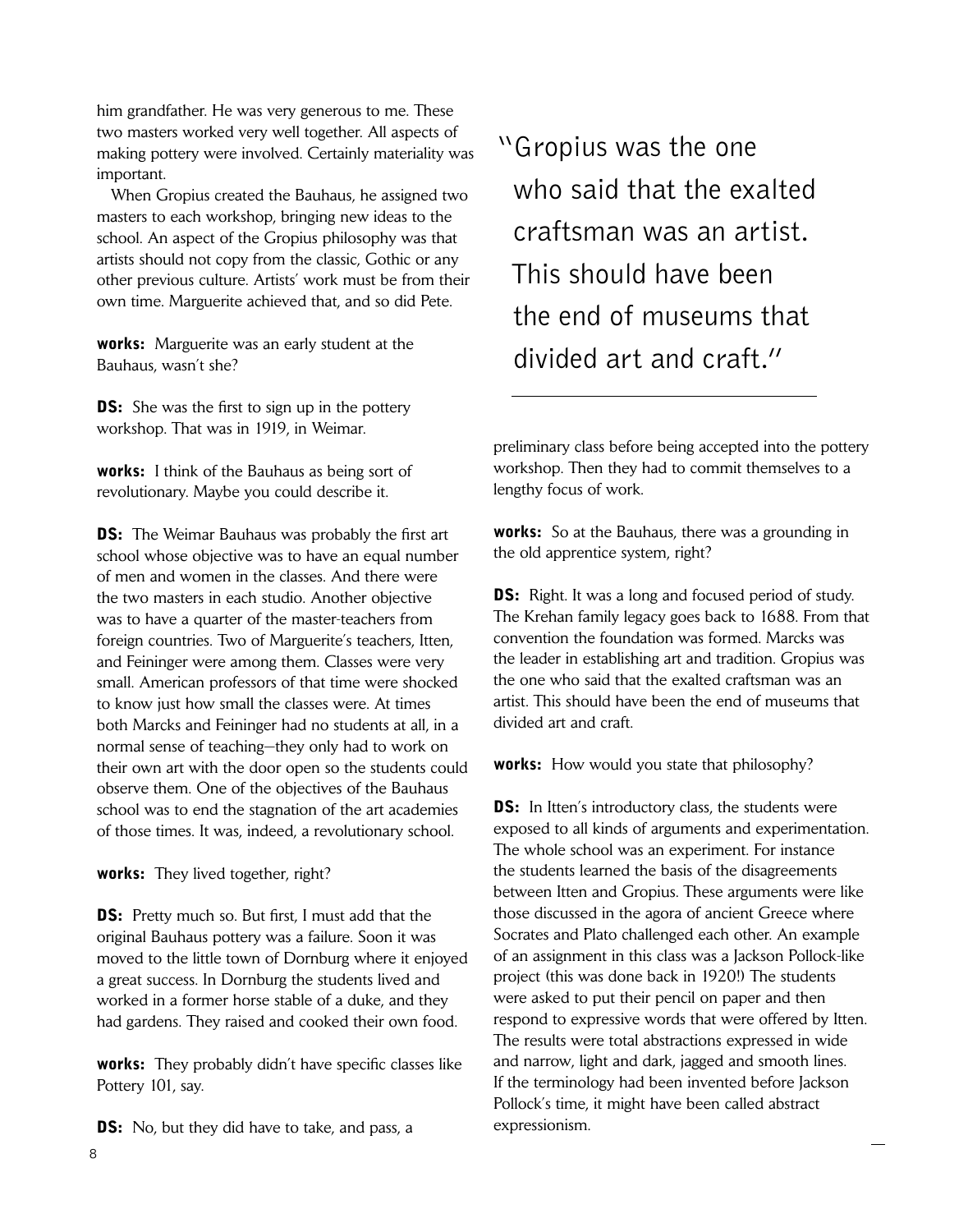him grandfather. He was very generous to me. These two masters worked very well together. All aspects of making pottery were involved. Certainly materiality was important.

When Gropius created the Bauhaus, he assigned two masters to each workshop, bringing new ideas to the school. An aspect of the Gropius philosophy was that artists should not copy from the classic, Gothic or any other previous culture. Artists' work must be from their own time. Marguerite achieved that, and so did Pete.

**works:** Marguerite was an early student at the Bauhaus, wasn't she?

**DS:** She was the first to sign up in the pottery workshop. That was in 1919, in Weimar.

**works:** I think of the Bauhaus as being sort of revolutionary. Maybe you could describe it.

**DS:** The Weimar Bauhaus was probably the first art school whose objective was to have an equal number of men and women in the classes. And there were the two masters in each studio. Another objective was to have a quarter of the master-teachers from foreign countries. Two of Marguerite's teachers, Itten, and Feininger were among them. Classes were very small. American professors of that time were shocked to know just how small the classes were. At times both Marcks and Feininger had no students at all, in a normal sense of teaching—they only had to work on their own art with the door open so the students could observe them. One of the objectives of the Bauhaus school was to end the stagnation of the art academies of those times. It was, indeed, a revolutionary school.

**works:** They lived together, right?

**DS:** Pretty much so. But first, I must add that the original Bauhaus pottery was a failure. Soon it was moved to the little town of Dornburg where it enjoyed a great success. In Dornburg the students lived and worked in a former horse stable of a duke, and they had gardens. They raised and cooked their own food.

**works:** They probably didn't have specific classes like Pottery 101, say.

**DS:** No, but they did have to take, and pass, a preliminary class before being accepted into the pottery workshop. Then they had to commit themselves to a lengthy focus of work.

> "Gropius was the one who said that the exalted craftsman was an artist. This should have been the end of museums that divided art and craft."

**works:** So at the Bauhaus, there was a grounding in the old apprentice system, right?

**DS:** Right. It was a long and focused period of study. The Krehan family legacy goes back to 1688. From that convention the foundation was formed. Marcks was the leader in establishing art and tradition. Gropius was the one who said that the exalted craftsman was an artist. This should have been the end of museums that divided art and craft.

**works:** How would you state that philosophy?

**DS:** In Itten's introductory class, the students were exposed to all kinds of arguments and experimentation. The whole school was an experiment. For instance the students learned the basis of the disagreements between Itten and Gropius. These arguments were like those discussed in the agora of ancient Greece where Socrates and Plato challenged each other. An example of an assignment in this class was a Jackson Pollock-like project (this was done back in 1920!) The students were asked to put their pencil on paper and then respond to expressive words that were offered by Itten. The results were total abstractions expressed in wide and narrow, light and dark, jagged and smooth lines. If the terminology had been invented before Jackson Pollock's time, it might have been called abstract expressionism.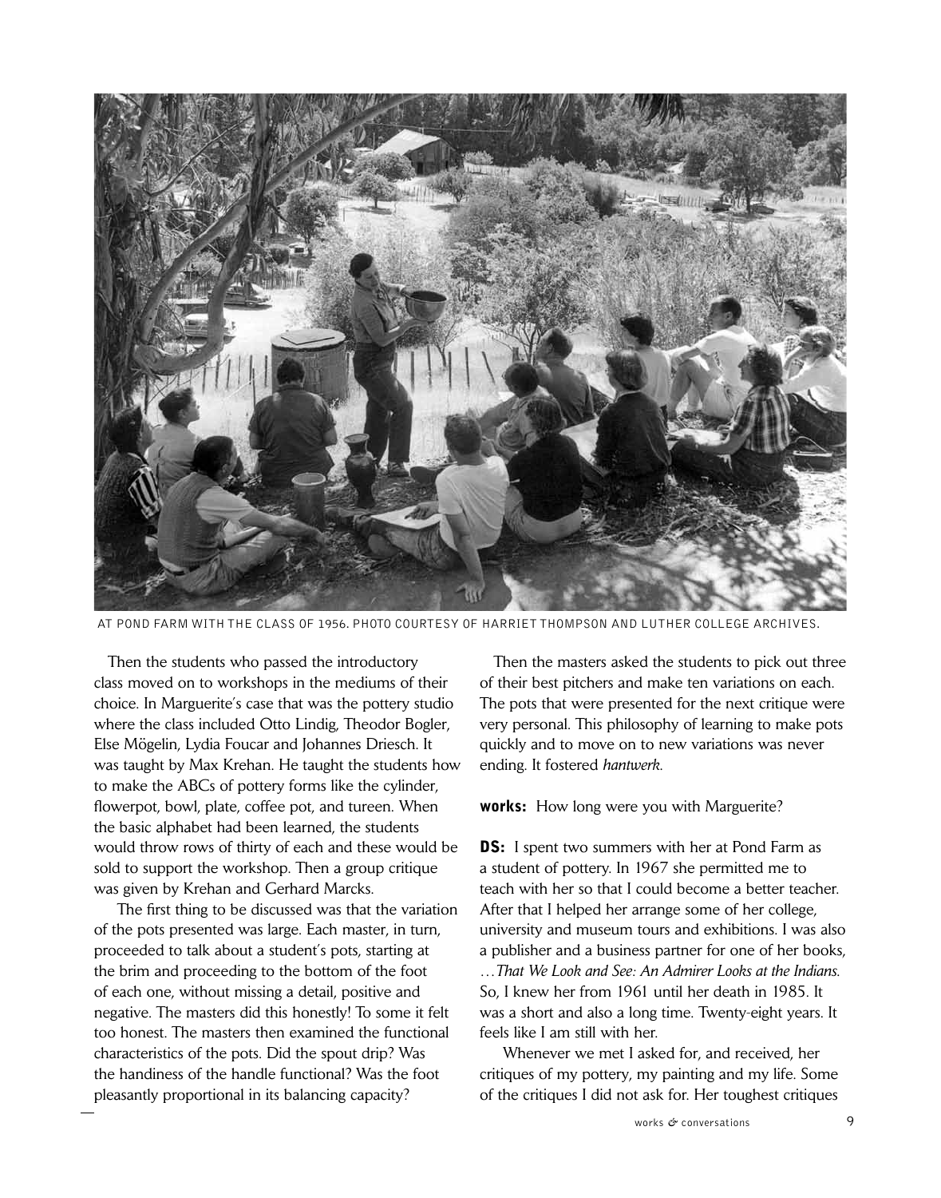AT POND FARM WITH THE CLASS OF 1956. PHOTO COURTESY OF HARRIET THOMPSON AND LUTHER COLLEGE ARCHIVES.

Then the students who passed the introductory class moved on to workshops in the mediums of their choice. In Marguerite's case that was the pottery studio where the class included Otto Lindig, Theodor Bogler, Else Mögelin, Lydia Foucar and Johannes Driesch. It was taught by Max Krehan. He taught the students how to make the ABCs of pottery forms like the cylinder, flowerpot, bowl, plate, coffee pot, and tureen. When the basic alphabet had been learned, the students would throw rows of thirty of each and these would be sold to support the workshop. Then a group critique was given by Krehan and Gerhard Marcks.

The first thing to be discussed was that the variation of the pots presented was large. Each master, in turn, proceeded to talk about a student's pots, starting at the brim and proceeding to the bottom of the foot of each one, without missing a detail, positive and negative. The masters did this honestly! To some it felt too honest. The masters then examined the functional characteristics of the pots. Did the spout drip? Was the handiness of the handle functional? Was the foot pleasantly proportional in its balancing capacity?

Then the masters asked the students to pick out three of their best pitchers and make ten variations on each. The pots that were presented for the next critique were very personal. This philosophy of learning to make pots quickly and to move on to new variations was never ending. It fostered *hantwerk*.

**works:** How long were you with Marguerite?

**DS:** I spent two summers with her at Pond Farm as a student of pottery. In 1967 she permitted me to teach with her so that I could become a better teacher. After that I helped her arrange some of her college, university and museum tours and exhibitions. I was also a publisher and a business partner for one of her books, *…That We Look and See: An Admirer Looks at the Indians.* So, I knew her from 1961 until her death in 1985. It was a short and also a long time. Twenty-eight years. It feels like I am still with her.

Whenever we met I asked for, and received, her critiques of my pottery, my painting and my life. Some of the critiques I did not ask for. Her toughest critiques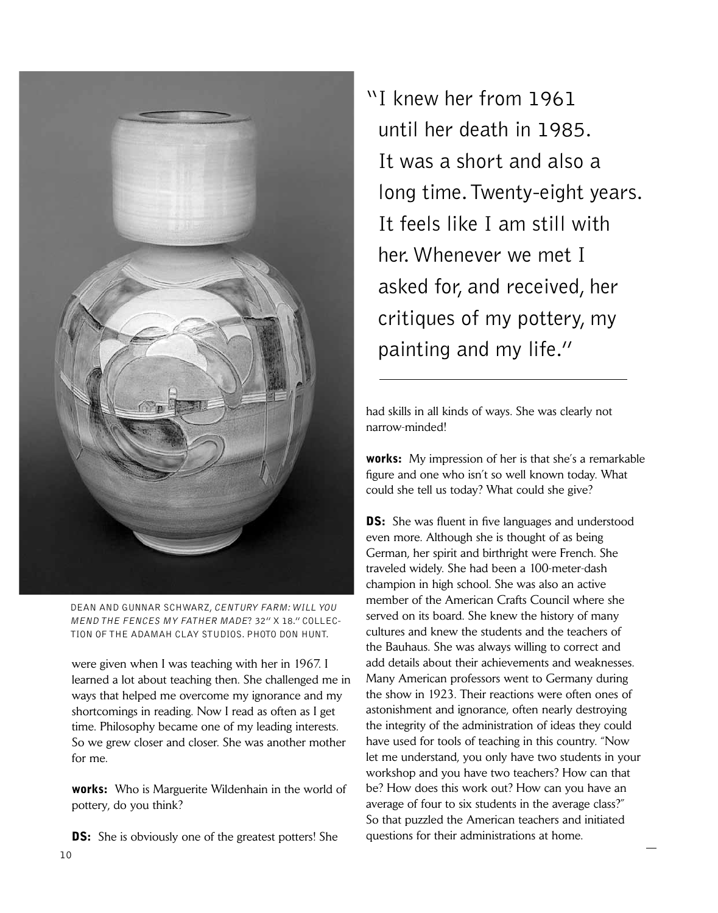DEAN AND GUNNAR SCHWARZ, *CENTURY FARM: WILL YOU MEND THE FENCES MY FATHER MADE?* 32" X 18." COLLECTION OF THE ADAMAH CLAY STUDIOS. PHOTO DON HUNT.

were given when I was teaching with her in 1967. I learned a lot about teaching then. She challenged me in ways that helped me overcome my ignorance and my shortcomings in reading. Now I read as often as I get time. Philosophy became one of my leading interests. So we grew closer and closer. She was another mother for me.

**works:** Who is Marguerite Wildenhain in the world of pottery, do you think?

**DS:** She is obviously one of the greatest potters! She had skills in all kinds of ways. She was clearly not narrow-minded!

> "I knew her from 1961 until her death in 1985. It was a short and also a long time. Twenty-eight years. It feels like I am still with her. Whenever we met I asked for, and received, her critiques of my pottery, my painting and my life."

**works:** My impression of her is that she's a remarkable figure and one who isn't so well known today. What could she tell us today? What could she give?

**DS:** She was fluent in five languages and understood even more. Although she is thought of as being German, her spirit and birthright were French. She traveled widely. She had been a 100-meter-dash champion in high school. She was also an active member of the American Crafts Council where she served on its board. She knew the history of many cultures and knew the students and the teachers of the Bauhaus. She was always willing to correct and add details about their achievements and weaknesses. Many American professors went to Germany during the show in 1923. Their reactions were often ones of astonishment and ignorance, often nearly destroying the integrity of the administration of ideas they could have used for tools of teaching in this country. "Now let me understand, you only have two students in your workshop and you have two teachers? How can that be? How does this work out? How can you have an average of four to six students in the average class?" So that puzzled the American teachers and initiated questions for their administrations at home.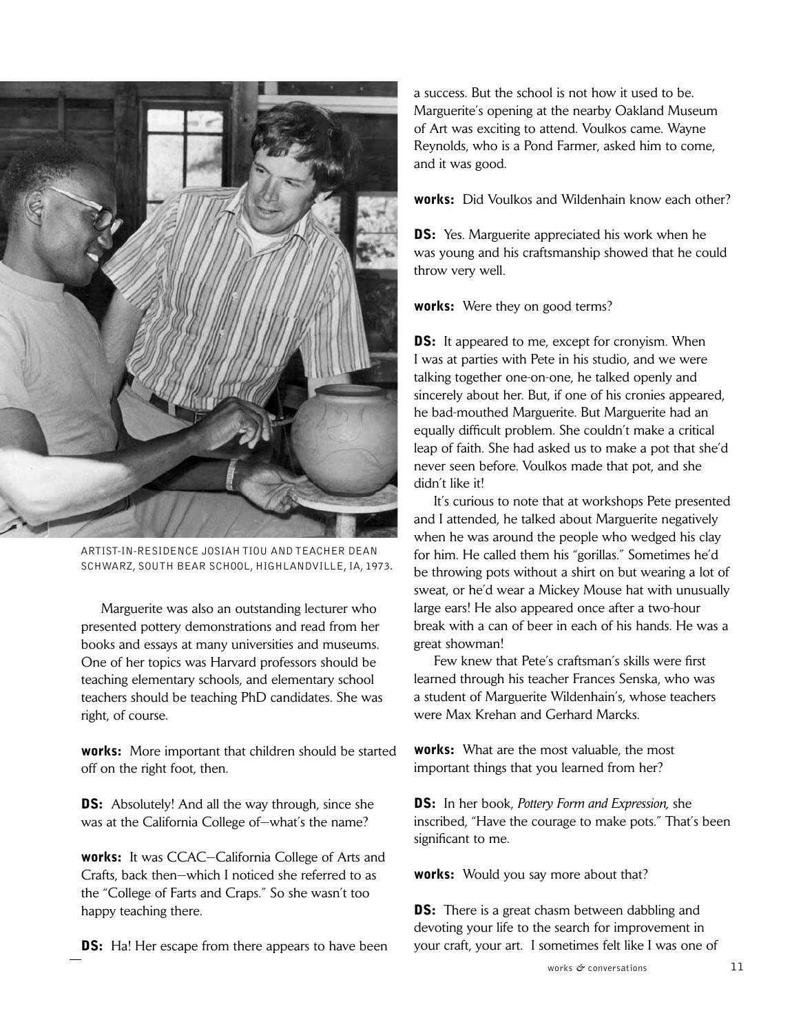ARTIST-IN-RESIDENCE JOSIAH TIOU AND TEACHER DEAN SCHWARZ, SOUTH BEAR SCHOOL, HIGHLANDVILLE, IA, 1973.

Marguerite was also an outstanding lecturer who presented pottery demonstrations and read from her books and essays at many universities and museums. One of her topics was Harvard professors should be teaching elementary schools, and elementary school teachers should be teaching PhD candidates. She was right, of course.

**works:** More important that children should be started off on the right foot, then.

**DS:** Absolutely! And all the way through, since she was at the California College of—what's the name?

**works:** It was CCAC—California College of Arts and Crafts, back then—which I noticed she referred to as the "College of Farts and Craps." So she wasn't too happy teaching there.

**DS:** Ha! Her escape from there appears to have been a success. But the school is not how it used to be. Marguerite's opening at the nearby Oakland Museum of Art was exciting to attend. Voulkos came. Wayne Reynolds, who is a Pond Farmer, asked him to come, and it was good.

**works:** Did Voulkos and Wildenhain know each other?

**DS:** Yes. Marguerite appreciated his work when he was young and his craftsmanship showed that he could throw very well.

**works:** Were they on good terms?

**DS:** It appeared to me, except for cronyism. When I was at parties with Pete in his studio, and we were talking together one-on-one, he talked openly and sincerely about her. But, if one of his cronies appeared, he bad-mouthed Marguerite. But Marguerite had an equally difficult problem. She couldn't make a critical leap of faith. She had asked us to make a pot that she'd never seen before. Voulkos made that pot, and she didn't like it!

It's curious to note that at workshops Pete presented and I attended, he talked about Marguerite negatively when he was around the people who wedged his clay for him. He called them his "gorillas." Sometimes he'd be throwing pots without a shirt on but wearing a lot of sweat, or he'd wear a Mickey Mouse hat with unusually large ears! He also appeared once after a two-hour break with a can of beer in each of his hands. He was a great showman!

Few knew that Pete's craftsman's skills were first learned through his teacher Frances Senska, who was a student of Marguerite Wildenhain's, whose teachers were Max Krehan and Gerhard Marcks.

**works:** What are the most valuable, the most important things that you learned from her?

**DS:** In her book, *Pottery Form and Expression,* she inscribed, "Have the courage to make pots." That's been significant to me.

**works:** Would you say more about that?

**DS:** There is a great chasm between dabbling and devoting your life to the search for improvement in your craft, your art. I sometimes felt like I was one of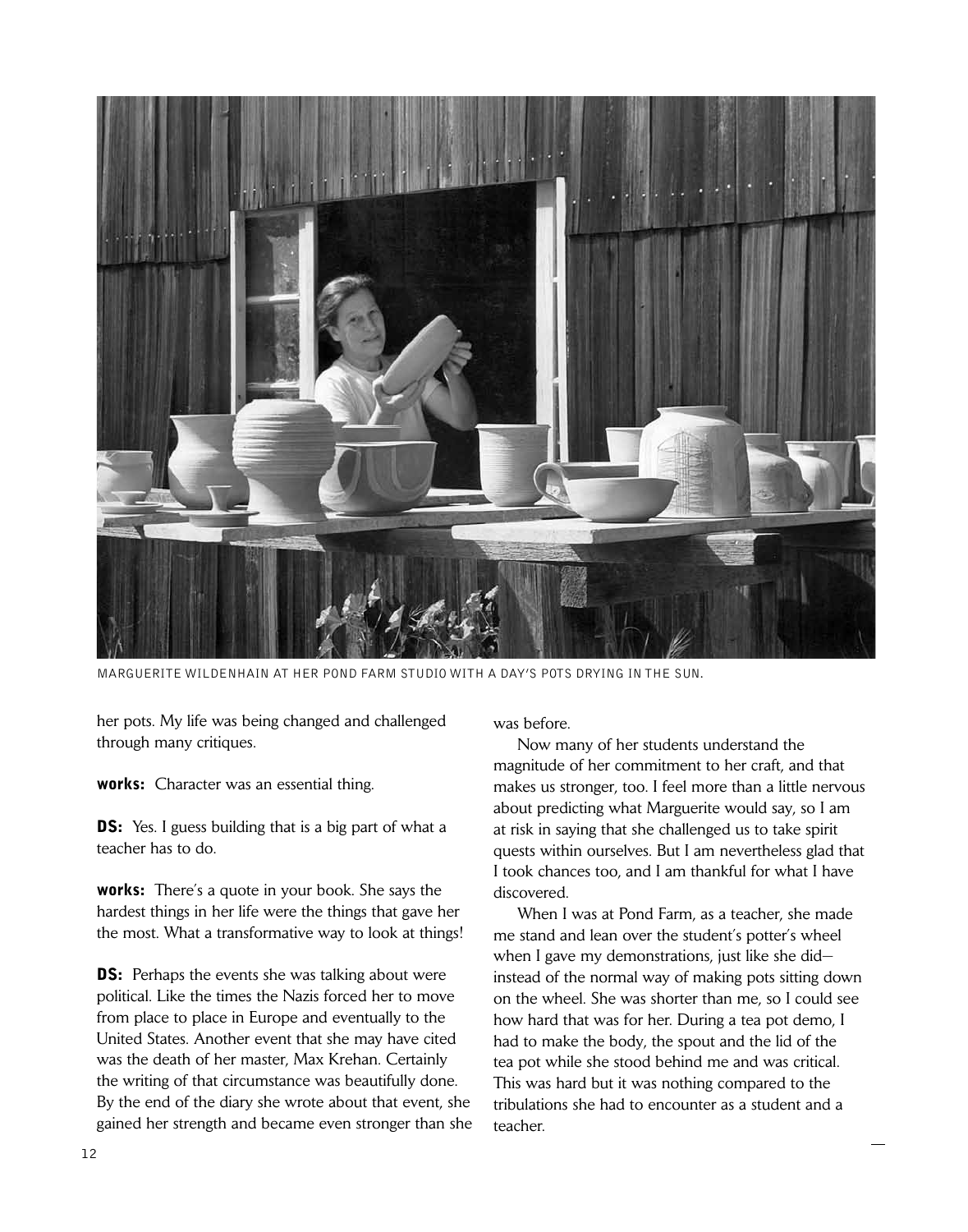MARGUERITE WILDENHAIN AT HER POND FARM STUDIO WITH A DAY'S POTS DRYING IN THE SUN.

her pots. My life was being changed and challenged through many critiques.

**works:** Character was an essential thing.

**DS:** Yes. I guess building that is a big part of what a teacher has to do.

**works:** There's a quote in your book. She says the hardest things in her life were the things that gave her the most. What a transformative way to look at things!

**DS:** Perhaps the events she was talking about were political. Like the times the Nazis forced her to move from place to place in Europe and eventually to the United States. Another event that she may have cited was the death of her master, Max Krehan. Certainly the writing of that circumstance was beautifully done. By the end of the diary she wrote about that event, she gained her strength and became even stronger than she was before.

Now many of her students understand the magnitude of her commitment to her craft, and that makes us stronger, too. I feel more than a little nervous about predicting what Marguerite would say, so I am at risk in saying that she challenged us to take spirit quests within ourselves. But I am nevertheless glad that I took chances too, and I am thankful for what I have discovered.

When I was at Pond Farm, as a teacher, she made me stand and lean over the student's potter's wheel when I gave my demonstrations, just like she did—instead of the normal way of making pots sitting down on the wheel. She was shorter than me, so I could see how hard that was for her. During a tea pot demo, I had to make the body, the spout and the lid of the tea pot while she stood behind me and was critical. This was hard but it was nothing compared to the tribulations she had to encounter as a student and a teacher.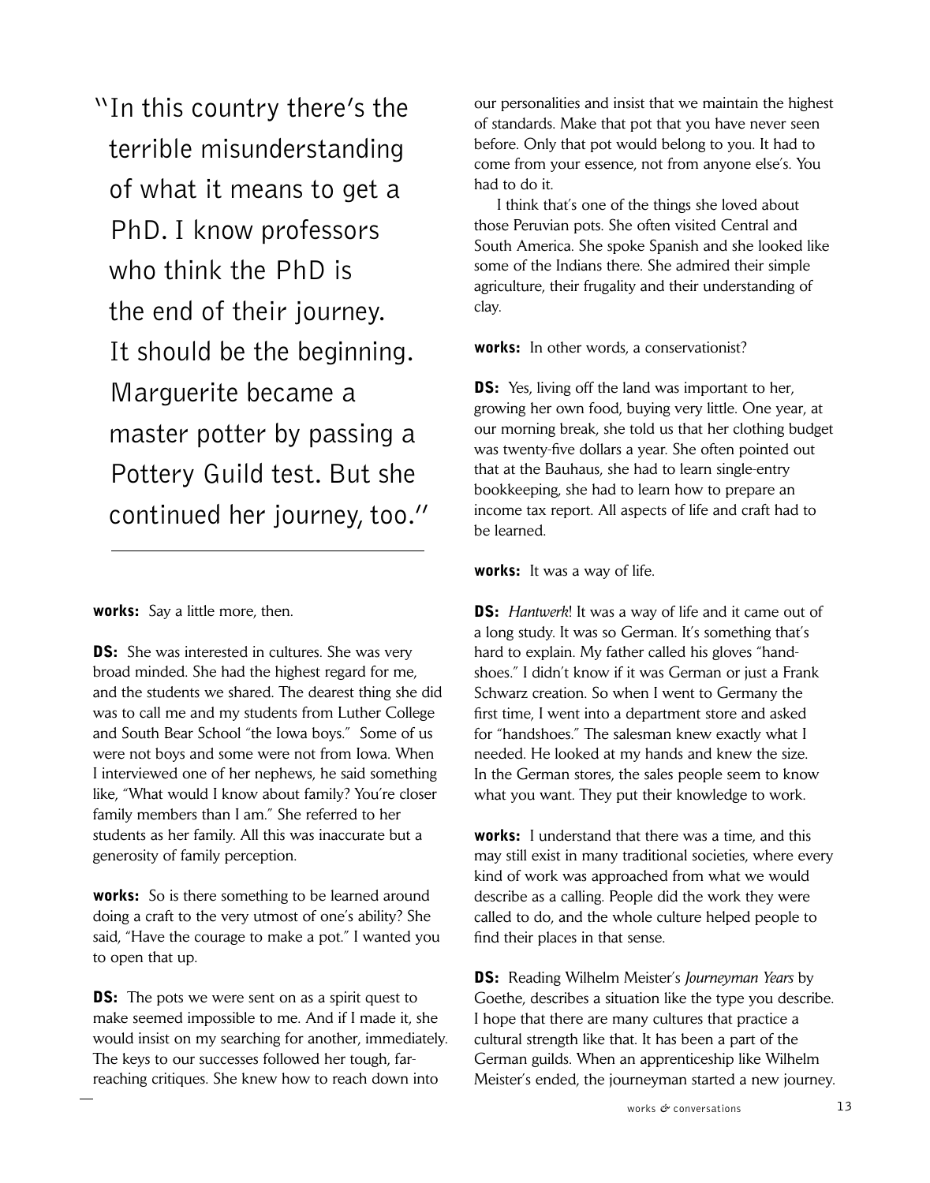> "In this country there's the terrible misunderstanding of what it means to get a PhD. I know professors who think the PhD is the end of their journey. It should be the beginning. Marguerite became a master potter by passing a Pottery Guild test. But she continued her journey, too."

**works:** Say a little more, then.

**DS:** She was interested in cultures. She was very broad minded. She had the highest regard for me, and the students we shared. The dearest thing she did was to call me and my students from Luther College and South Bear School "the Iowa boys." Some of us were not boys and some were not from Iowa. When I interviewed one of her nephews, he said something like, "What would I know about family? You're closer family members than I am." She referred to her students as her family. All this was inaccurate but a generosity of family perception.

**works:** So is there something to be learned around doing a craft to the very utmost of one's ability? She said, "Have the courage to make a pot." I wanted you to open that up.

**DS:** The pots we were sent on as a spirit quest to make seemed impossible to me. And if I made it, she would insist on my searching for another, immediately. The keys to our successes followed her tough, far-reaching critiques. She knew how to reach down into our personalities and insist that we maintain the highest of standards. Make that pot that you have never seen before. Only that pot would belong to you. It had to come from your essence, not from anyone else's. You had to do it.

I think that's one of the things she loved about those Peruvian pots. She often visited Central and South America. She spoke Spanish and she looked like some of the Indians there. She admired their simple agriculture, their frugality and their understanding of clay.

**works:** In other words, a conservationist?

**DS:** Yes, living off the land was important to her, growing her own food, buying very little. One year, at our morning break, she told us that her clothing budget was twenty-five dollars a year. She often pointed out that at the Bauhaus, she had to learn single-entry bookkeeping, she had to learn how to prepare an income tax report. All aspects of life and craft had to be learned.

**works:** It was a way of life.

**DS:** *Hantwerk*! It was a way of life and it came out of a long study. It was so German. It's something that's hard to explain. My father called his gloves "hand-shoes." I didn't know if it was German or just a Frank Schwarz creation. So when I went to Germany the first time, I went into a department store and asked for "handshoes." The salesman knew exactly what I needed. He looked at my hands and knew the size. In the German stores, the sales people seem to know what you want. They put their knowledge to work.

**works:** I understand that there was a time, and this may still exist in many traditional societies, where every kind of work was approached from what we would describe as a calling. People did the work they were called to do, and the whole culture helped people to find their places in that sense.

**DS:** Reading Wilhelm Meister's *Journeyman Years* by Goethe, describes a situation like the type you describe. I hope that there are many cultures that practice a cultural strength like that. It has been a part of the German guilds. When an apprenticeship like Wilhelm Meister's ended, the journeyman started a new journey.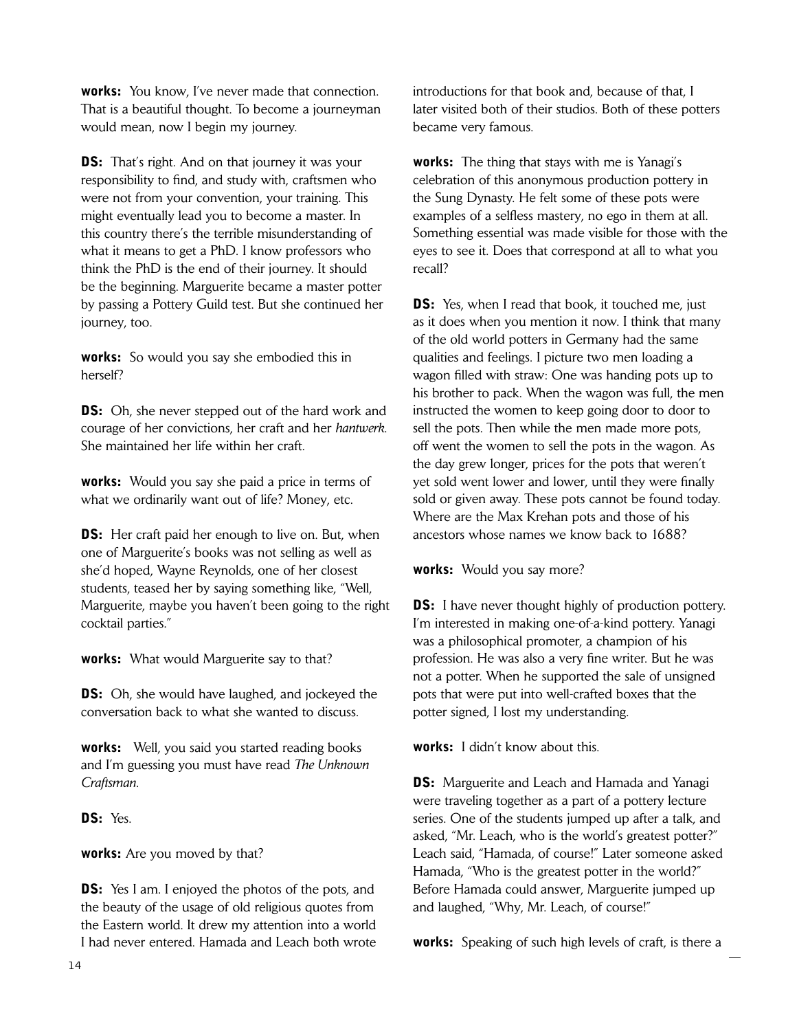**works:** You know, I've never made that connection. That is a beautiful thought. To become a journeyman would mean, now I begin my journey.

**DS:** That's right. And on that journey it was your responsibility to find, and study with, craftsmen who were not from your convention, your training. This might eventually lead you to become a master. In this country there's the terrible misunderstanding of what it means to get a PhD. I know professors who think the PhD is the end of their journey. It should be the beginning. Marguerite became a master potter by passing a Pottery Guild test. But she continued her journey, too.

**works:** So would you say she embodied this in herself?

**DS:** Oh, she never stepped out of the hard work and courage of her convictions, her craft and her *hantwerk*. She maintained her life within her craft.

**works:** Would you say she paid a price in terms of what we ordinarily want out of life? Money, etc.

**DS:** Her craft paid her enough to live on. But, when one of Marguerite's books was not selling as well as she'd hoped, Wayne Reynolds, one of her closest students, teased her by saying something like, "Well, Marguerite, maybe you haven't been going to the right cocktail parties."

**works:** What would Marguerite say to that?

**DS:** Oh, she would have laughed, and jockeyed the conversation back to what she wanted to discuss.

**works:** Well, you said you started reading books and I'm guessing you must have read *The Unknown Craftsman*.

**DS:** Yes.

**works:** Are you moved by that?

**DS:** Yes I am. I enjoyed the photos of the pots, and the beauty of the usage of old religious quotes from the Eastern world. It drew my attention into a world I had never entered. Hamada and Leach both wrote introductions for that book and, because of that, I later visited both of their studios. Both of these potters became very famous.

**works:** The thing that stays with me is Yanagi's celebration of this anonymous production pottery in the Sung Dynasty. He felt some of these pots were examples of a selfless mastery, no ego in them at all. Something essential was made visible for those with the eyes to see it. Does that correspond at all to what you recall?

**DS:** Yes, when I read that book, it touched me, just as it does when you mention it now. I think that many of the old world potters in Germany had the same qualities and feelings. I picture two men loading a wagon filled with straw: One was handing pots up to his brother to pack. When the wagon was full, the men instructed the women to keep going door to door to sell the pots. Then while the men made more pots, off went the women to sell the pots in the wagon. As the day grew longer, prices for the pots that weren't yet sold went lower and lower, until they were finally sold or given away. These pots cannot be found today. Where are the Max Krehan pots and those of his ancestors whose names we know back to 1688?

**works:** Would you say more?

**DS:** I have never thought highly of production pottery. I'm interested in making one-of-a-kind pottery. Yanagi was a philosophical promoter, a champion of his profession. He was also a very fine writer. But he was not a potter. When he supported the sale of unsigned pots that were put into well-crafted boxes that the potter signed, I lost my understanding.

**works:** I didn't know about this.

**DS:** Marguerite and Leach and Hamada and Yanagi were traveling together as a part of a pottery lecture series. One of the students jumped up after a talk, and asked, "Mr. Leach, who is the world's greatest potter?" Leach said, "Hamada, of course!" Later someone asked Hamada, "Who is the greatest potter in the world?" Before Hamada could answer, Marguerite jumped up and laughed, "Why, Mr. Leach, of course!"

**works:** Speaking of such high levels of craft, is there a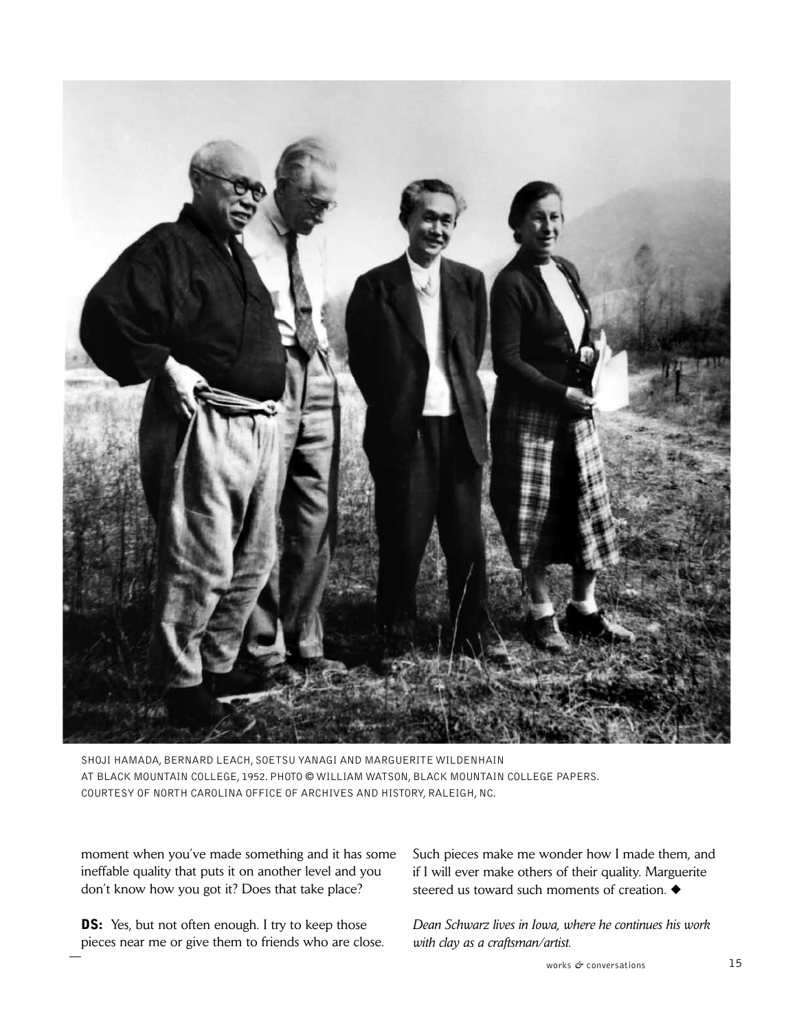SHOJI HAMADA, BERNARD LEACH, SOETSU YANAGI AND MARGUERITE WILDENHAIN AT BLACK MOUNTAIN COLLEGE, 1952. PHOTO © WILLIAM WATSON, BLACK MOUNTAIN COLLEGE PAPERS. COURTESY OF NORTH CAROLINA OFFICE OF ARCHIVES AND HISTORY, RALEIGH, NC.

moment when you've made something and it has some ineffable quality that puts it on another level and you don't know how you got it? Does that take place?

**DS:** Yes, but not often enough. I try to keep those pieces near me or give them to friends who are close. Such pieces make me wonder how I made them, and if I will ever make others of their quality. Marguerite steered us toward such moments of creation. ◆

*Dean Schwarz lives in Iowa, where he continues his work with clay as a craftsman/artist.*